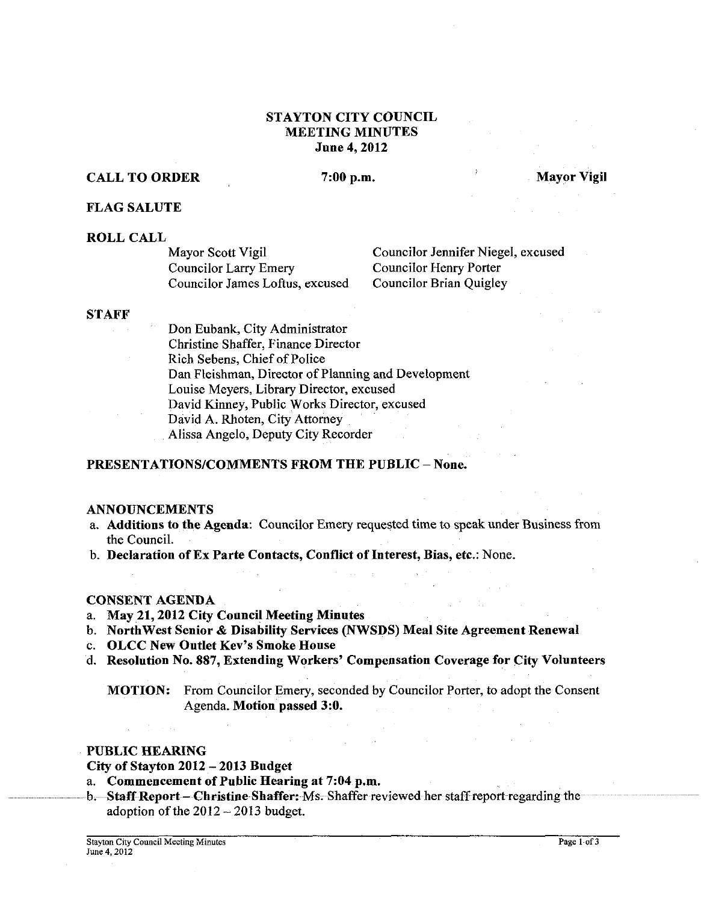# STAYTON CITY COUNCIL
## MEETING MINUTES
### June 4, 2012

**CALL TO ORDER** **7:00 p.m.** **Mayor Vigil**

**FLAG SALUTE**

**ROLL CALL**

| | |
|---|---|
| Mayor Scott Vigil | Councilor Jennifer Niegel, excused |
| Councilor Larry Emery | Councilor Henry Porter |
| Councilor James Loftus, excused | Councilor Brian Quigley |

**STAFF**

Don Eubank, City Administrator
Christine Shaffer, Finance Director
Rich Sebens, Chief of Police
Dan Fleishman, Director of Planning and Development
Louise Meyers, Library Director, excused
David Kinney, Public Works Director, excused
David A. Rhoten, City Attorney
Alissa Angelo, Deputy City Recorder

**PRESENTATIONS/COMMENTS FROM THE PUBLIC – None.**

**ANNOUNCEMENTS**

a. **Additions to the Agenda**: Councilor Emery requested time to speak under Business from the Council.
b. **Declaration of Ex Parte Contacts, Conflict of Interest, Bias, etc.**: None.

**CONSENT AGENDA**

a. **May 21, 2012 City Council Meeting Minutes**
b. **NorthWest Senior & Disability Services (NWSDS) Meal Site Agreement Renewal**
c. **OLCC New Outlet Kev's Smoke House**
d. **Resolution No. 887, Extending Workers' Compensation Coverage for City Volunteers**

**MOTION:** From Councilor Emery, seconded by Councilor Porter, to adopt the Consent Agenda. **Motion passed 3:0.**

**PUBLIC HEARING**

**City of Stayton 2012 – 2013 Budget**

a. **Commencement of Public Hearing at 7:04 p.m.**
b. **Staff Report – Christine Shaffer:** Ms. Shaffer reviewed her staff report regarding the adoption of the 2012 – 2013 budget.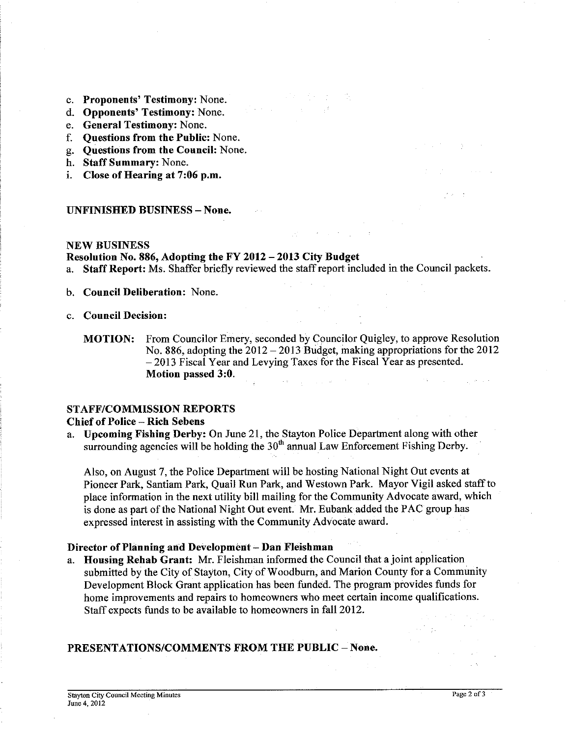c. **Proponents' Testimony:** None.
d. **Opponents' Testimony:** None.
e. **General Testimony:** None.
f. **Questions from the Public:** None.
g. **Questions from the Council:** None.
h. **Staff Summary:** None.
i. **Close of Hearing at 7:06 p.m.**

**UNFINISHED BUSINESS – None.**

**NEW BUSINESS**

**Resolution No. 886, Adopting the FY 2012 – 2013 City Budget**

a. **Staff Report:** Ms. Shaffer briefly reviewed the staff report included in the Council packets.

b. **Council Deliberation:** None.

c. **Council Decision:**

**MOTION:** From Councilor Emery, seconded by Councilor Quigley, to approve Resolution No. 886, adopting the 2012 – 2013 Budget, making appropriations for the 2012 – 2013 Fiscal Year and Levying Taxes for the Fiscal Year as presented. **Motion passed 3:0.**

**STAFF/COMMISSION REPORTS**

**Chief of Police – Rich Sebens**

a. **Upcoming Fishing Derby:** On June 21, the Stayton Police Department along with other surrounding agencies will be holding the 30th annual Law Enforcement Fishing Derby.

Also, on August 7, the Police Department will be hosting National Night Out events at Pioneer Park, Santiam Park, Quail Run Park, and Westown Park. Mayor Vigil asked staff to place information in the next utility bill mailing for the Community Advocate award, which is done as part of the National Night Out event. Mr. Eubank added the PAC group has expressed interest in assisting with the Community Advocate award.

**Director of Planning and Development – Dan Fleishman**

a. **Housing Rehab Grant:** Mr. Fleishman informed the Council that a joint application submitted by the City of Stayton, City of Woodburn, and Marion County for a Community Development Block Grant application has been funded. The program provides funds for home improvements and repairs to homeowners who meet certain income qualifications. Staff expects funds to be available to homeowners in fall 2012.

**PRESENTATIONS/COMMENTS FROM THE PUBLIC – None.**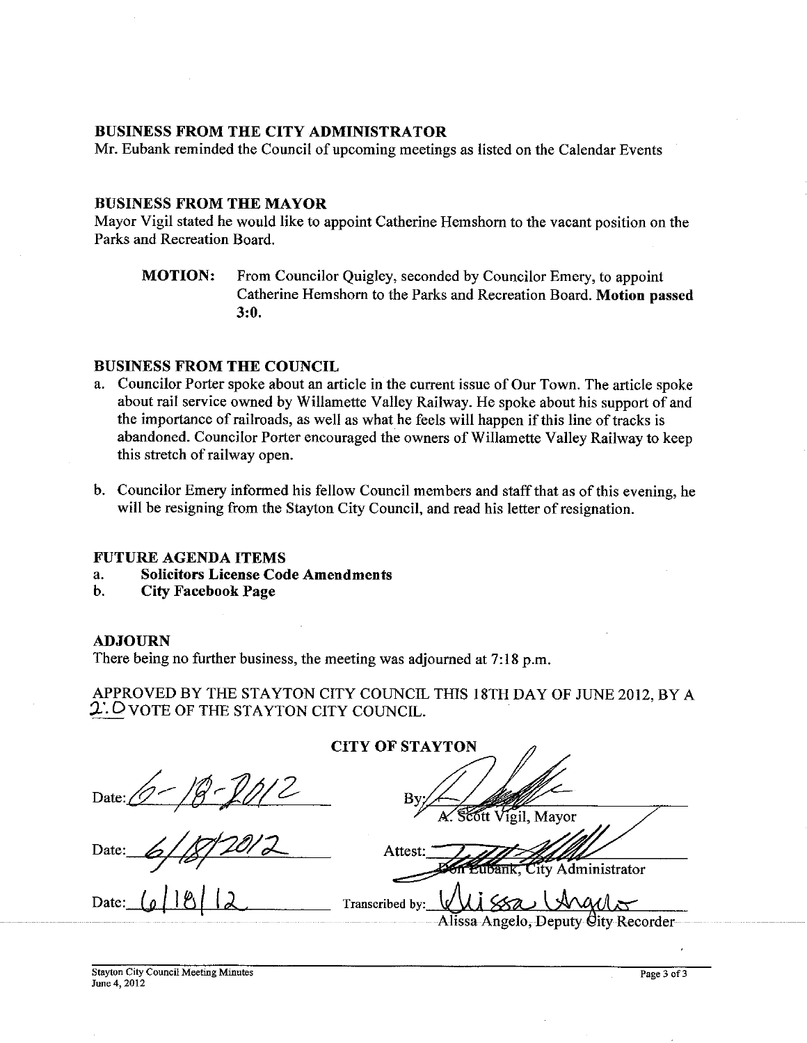**BUSINESS FROM THE CITY ADMINISTRATOR**

Mr. Eubank reminded the Council of upcoming meetings as listed on the Calendar Events

**BUSINESS FROM THE MAYOR**

Mayor Vigil stated he would like to appoint Catherine Hemshorn to the vacant position on the Parks and Recreation Board.

> **MOTION:** From Councilor Quigley, seconded by Councilor Emery, to appoint Catherine Hemshorn to the Parks and Recreation Board. **Motion passed 3:0.**

**BUSINESS FROM THE COUNCIL**

a. Councilor Porter spoke about an article in the current issue of Our Town. The article spoke about rail service owned by Willamette Valley Railway. He spoke about his support of and the importance of railroads, as well as what he feels will happen if this line of tracks is abandoned. Councilor Porter encouraged the owners of Willamette Valley Railway to keep this stretch of railway open.

b. Councilor Emery informed his fellow Council members and staff that as of this evening, he will be resigning from the Stayton City Council, and read his letter of resignation.

**FUTURE AGENDA ITEMS**

a. **Solicitors License Code Amendments**
b. **City Facebook Page**

**ADJOURN**

There being no further business, the meeting was adjourned at 7:18 p.m.

APPROVED BY THE STAYTON CITY COUNCIL THIS 18TH DAY OF JUNE 2012, BY A 2:0 VOTE OF THE STAYTON CITY COUNCIL.

**CITY OF STAYTON**

Date: 6-18-2012 By: A. Scott Vigil, Mayor

Date: 6/18/2012 Attest: Don Eubank, City Administrator

Date: 6/18/12 Transcribed by: Alissa Angelo, Deputy City Recorder

Stayton City Council Meeting Minutes
June 4, 2012